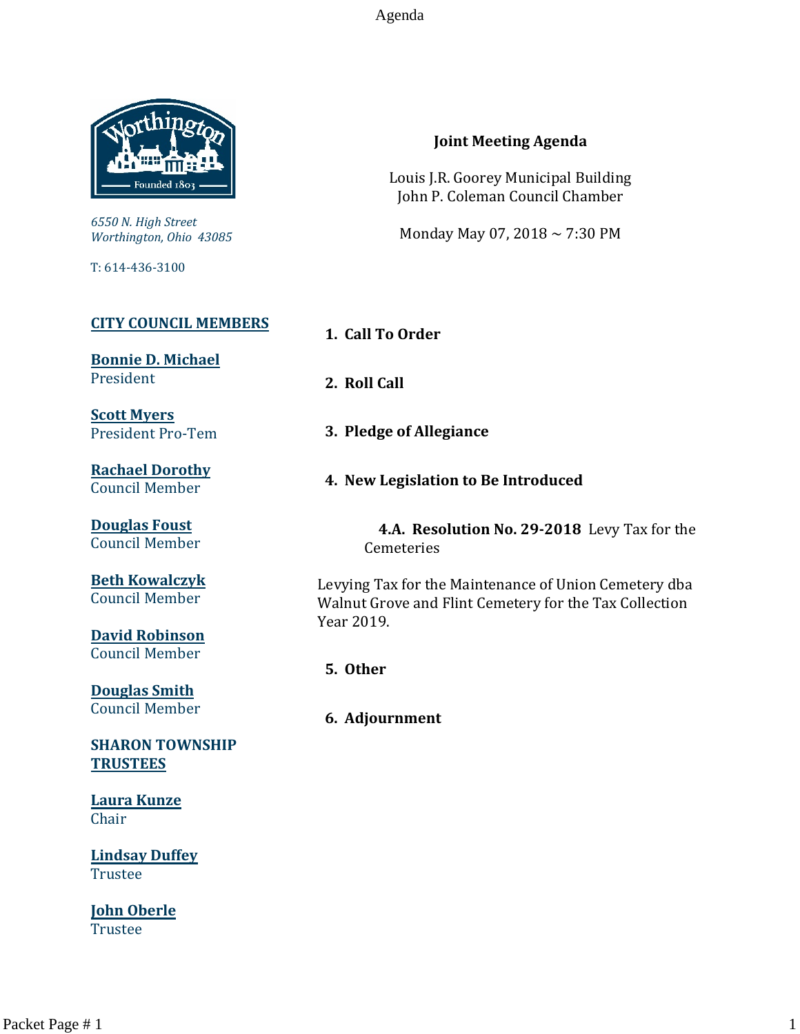6550 N. High Street
Worthington, Ohio 43085

T: 614-436-3100

**CITY COUNCIL MEMBERS**

**Bonnie D. Michael**
President

**Scott Myers**
President Pro-Tem

**Rachael Dorothy**
Council Member

**Douglas Foust**
Council Member

**Beth Kowalczyk**
Council Member

**David Robinson**
Council Member

**Douglas Smith**
Council Member

**SHARON TOWNSHIP TRUSTEES**

**Laura Kunze**
Chair

**Lindsay Duffey**
Trustee

**John Oberle**
Trustee

# Joint Meeting Agenda

Louis J.R. Goorey Municipal Building
John P. Coleman Council Chamber

Monday May 07, 2018 ~ 7:30 PM

**1. Call To Order**

**2. Roll Call**

**3. Pledge of Allegiance**

**4. New Legislation to Be Introduced**

**4.A. Resolution No. 29-2018** Levy Tax for the Cemeteries

Levying Tax for the Maintenance of Union Cemetery dba Walnut Grove and Flint Cemetery for the Tax Collection Year 2019.

**5. Other**

**6. Adjournment**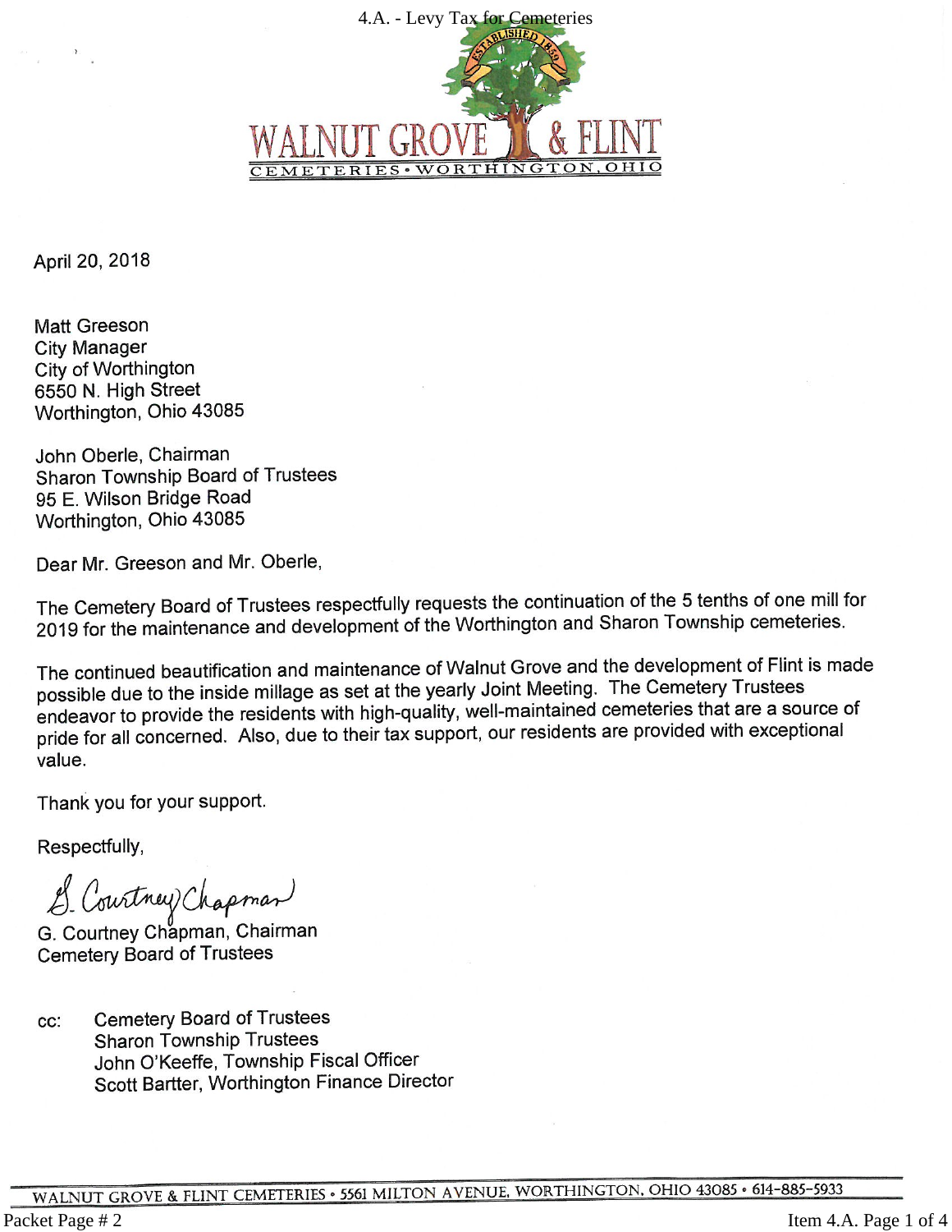WALNUT GROVE & FLINT

CEMETERIES • WORTHINGTON, OHIO

April 20, 2018

Matt Greeson
City Manager
City of Worthington
6550 N. High Street
Worthington, Ohio 43085

John Oberle, Chairman
Sharon Township Board of Trustees
95 E. Wilson Bridge Road
Worthington, Ohio 43085

Dear Mr. Greeson and Mr. Oberle,

The Cemetery Board of Trustees respectfully requests the continuation of the 5 tenths of one mill for 2019 for the maintenance and development of the Worthington and Sharon Township cemeteries.

The continued beautification and maintenance of Walnut Grove and the development of Flint is made possible due to the inside millage as set at the yearly Joint Meeting. The Cemetery Trustees endeavor to provide the residents with high-quality, well-maintained cemeteries that are a source of pride for all concerned. Also, due to their tax support, our residents are provided with exceptional value.

Thank you for your support.

Respectfully,

G. Courtney Chapman

G. Courtney Chapman, Chairman
Cemetery Board of Trustees

cc: Cemetery Board of Trustees
Sharon Township Trustees
John O'Keeffe, Township Fiscal Officer
Scott Bartter, Worthington Finance Director

WALNUT GROVE & FLINT CEMETERIES • 5561 MILTON AVENUE, WORTHINGTON, OHIO 43085 • 614-885-5933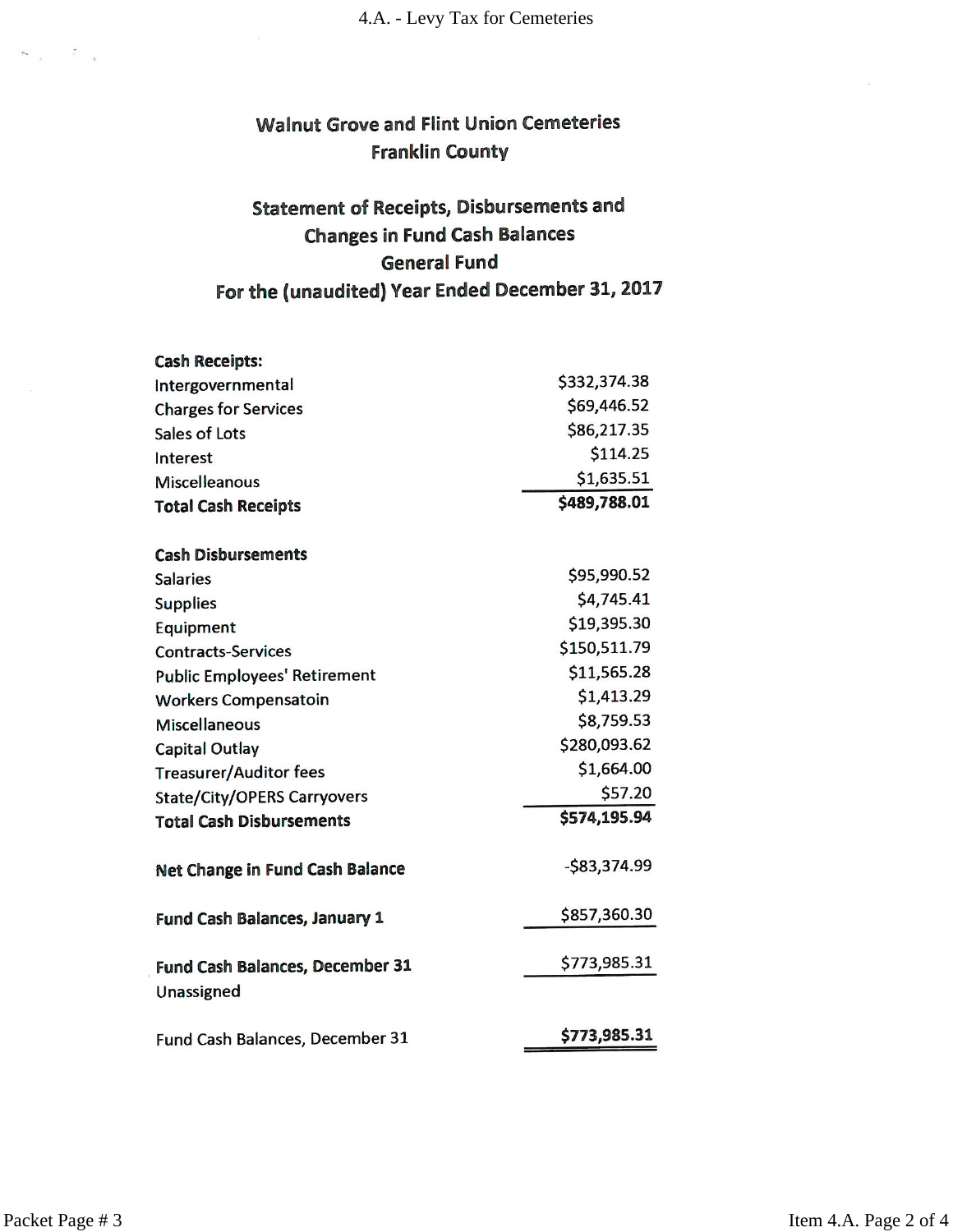# Walnut Grove and Flint Union Cemeteries
## Franklin County

### Statement of Receipts, Disbursements and Changes in Fund Cash Balances
### General Fund
### For the (unaudited) Year Ended December 31, 2017

| | |
|---|---:|
| **Cash Receipts:** | |
| Intergovernmental | $332,374.38 |
| Charges for Services | $69,446.52 |
| Sales of Lots | $86,217.35 |
| Interest | $114.25 |
| Miscelleanous | $1,635.51 |
| **Total Cash Receipts** | **$489,788.01** |
| | |
| **Cash Disbursements** | |
| Salaries | $95,990.52 |
| Supplies | $4,745.41 |
| Equipment | $19,395.30 |
| Contracts-Services | $150,511.79 |
| Public Employees' Retirement | $11,565.28 |
| Workers Compensatoin | $1,413.29 |
| Miscellaneous | $8,759.53 |
| Capital Outlay | $280,093.62 |
| Treasurer/Auditor fees | $1,664.00 |
| State/City/OPERS Carryovers | $57.20 |
| **Total Cash Disbursements** | **$574,195.94** |
| | |
| **Net Change in Fund Cash Balance** | -$83,374.99 |
| | |
| **Fund Cash Balances, January 1** | $857,360.30 |
| | |
| **Fund Cash Balances, December 31** | $773,985.31 |
| Unassigned | |
| | |
| Fund Cash Balances, December 31 | **$773,985.31** |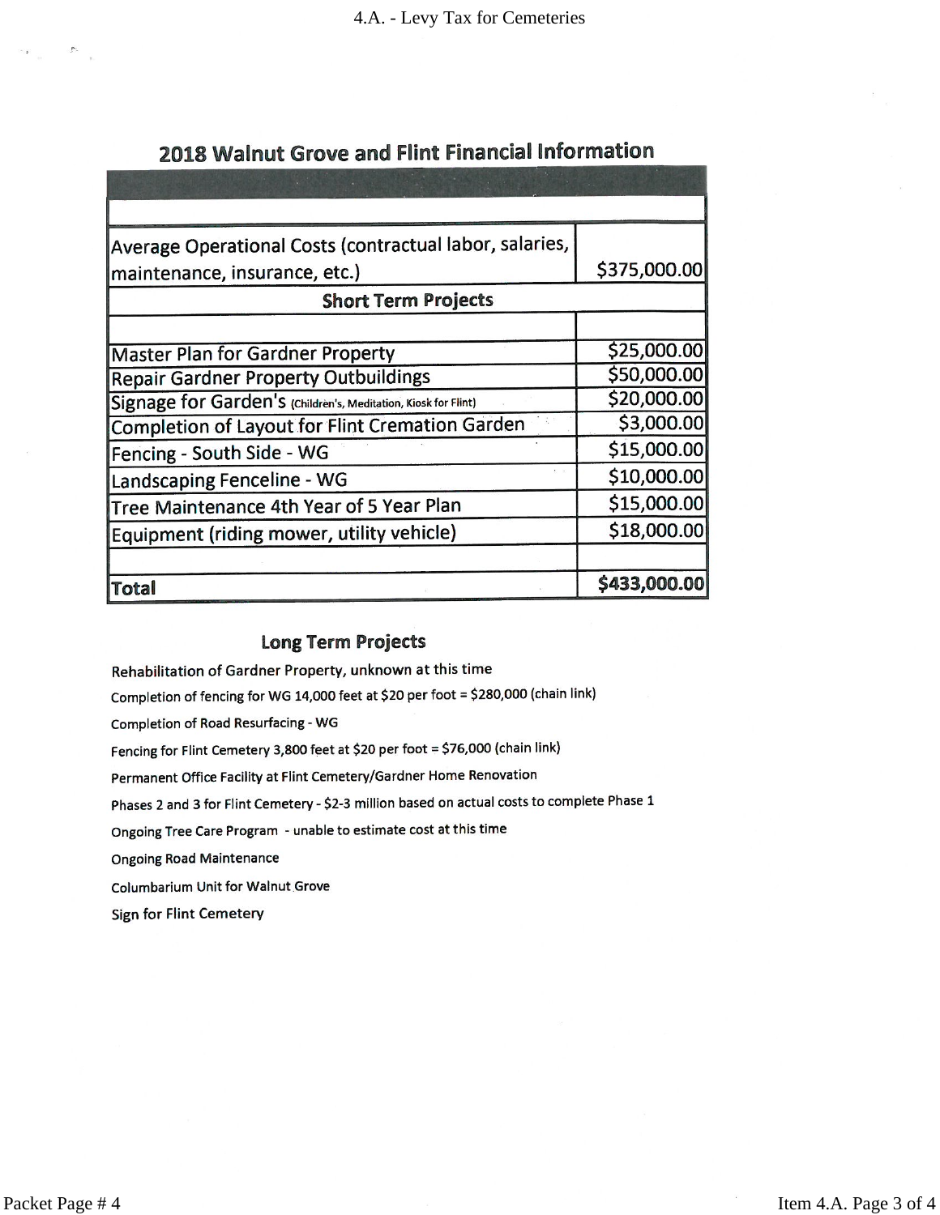## 2018 Walnut Grove and Flint Financial Information

| | |
|---|---|
| | |
| Average Operational Costs (contractual labor, salaries, maintenance, insurance, etc.) | $375,000.00 |
| **Short Term Projects** | |
| | |
| Master Plan for Gardner Property | $25,000.00 |
| Repair Gardner Property Outbuildings | $50,000.00 |
| Signage for Garden's (Children's, Meditation, Kiosk for Flint) | $20,000.00 |
| Completion of Layout for Flint Cremation Garden | $3,000.00 |
| Fencing - South Side - WG | $15,000.00 |
| Landscaping Fenceline - WG | $10,000.00 |
| Tree Maintenance 4th Year of 5 Year Plan | $15,000.00 |
| Equipment (riding mower, utility vehicle) | $18,000.00 |
| | |
| **Total** | **$433,000.00** |

### Long Term Projects

Rehabilitation of Gardner Property, unknown at this time

Completion of fencing for WG 14,000 feet at $20 per foot = $280,000 (chain link)

Completion of Road Resurfacing - WG

Fencing for Flint Cemetery 3,800 feet at $20 per foot = $76,000 (chain link)

Permanent Office Facility at Flint Cemetery/Gardner Home Renovation

Phases 2 and 3 for Flint Cemetery - $2-3 million based on actual costs to complete Phase 1

Ongoing Tree Care Program - unable to estimate cost at this time

Ongoing Road Maintenance

Columbarium Unit for Walnut Grove

Sign for Flint Cemetery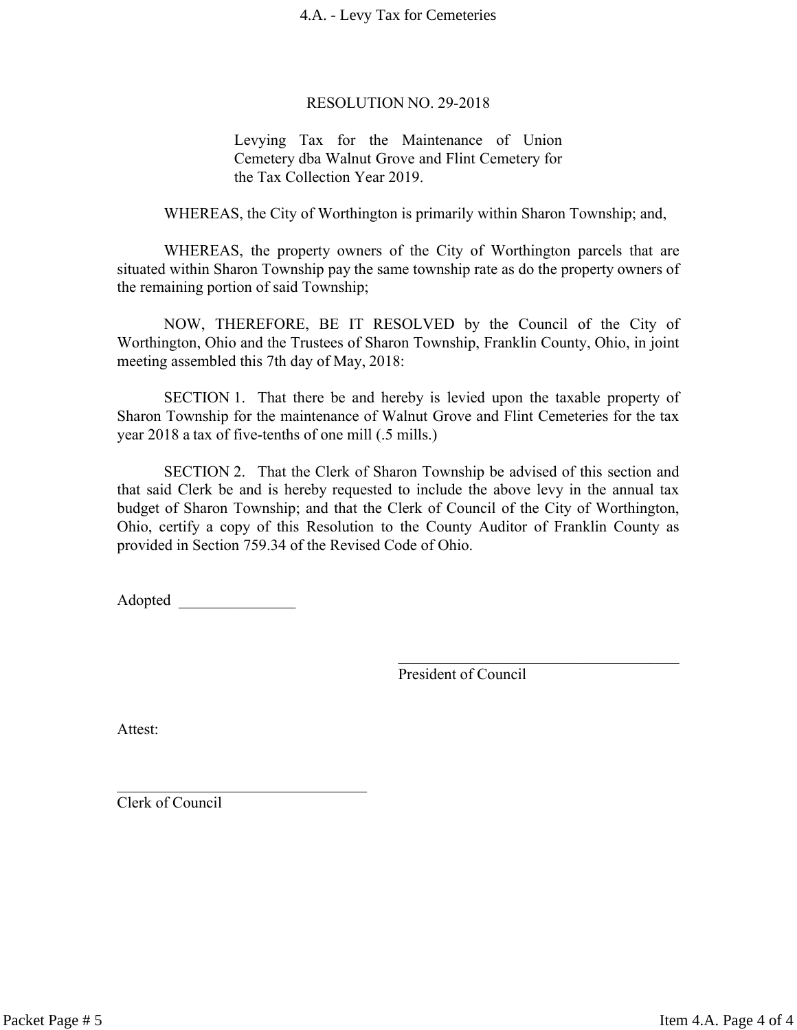# RESOLUTION NO. 29-2018

Levying Tax for the Maintenance of Union Cemetery dba Walnut Grove and Flint Cemetery for the Tax Collection Year 2019.

WHEREAS, the City of Worthington is primarily within Sharon Township; and,

WHEREAS, the property owners of the City of Worthington parcels that are situated within Sharon Township pay the same township rate as do the property owners of the remaining portion of said Township;

NOW, THEREFORE, BE IT RESOLVED by the Council of the City of Worthington, Ohio and the Trustees of Sharon Township, Franklin County, Ohio, in joint meeting assembled this 7th day of May, 2018:

SECTION 1. That there be and hereby is levied upon the taxable property of Sharon Township for the maintenance of Walnut Grove and Flint Cemeteries for the tax year 2018 a tax of five-tenths of one mill (.5 mills.)

SECTION 2. That the Clerk of Sharon Township be advised of this section and that said Clerk be and is hereby requested to include the above levy in the annual tax budget of Sharon Township; and that the Clerk of Council of the City of Worthington, Ohio, certify a copy of this Resolution to the County Auditor of Franklin County as provided in Section 759.34 of the Revised Code of Ohio.

Adopted _______________

_____________________________________
President of Council

Attest:

_________________________________
Clerk of Council